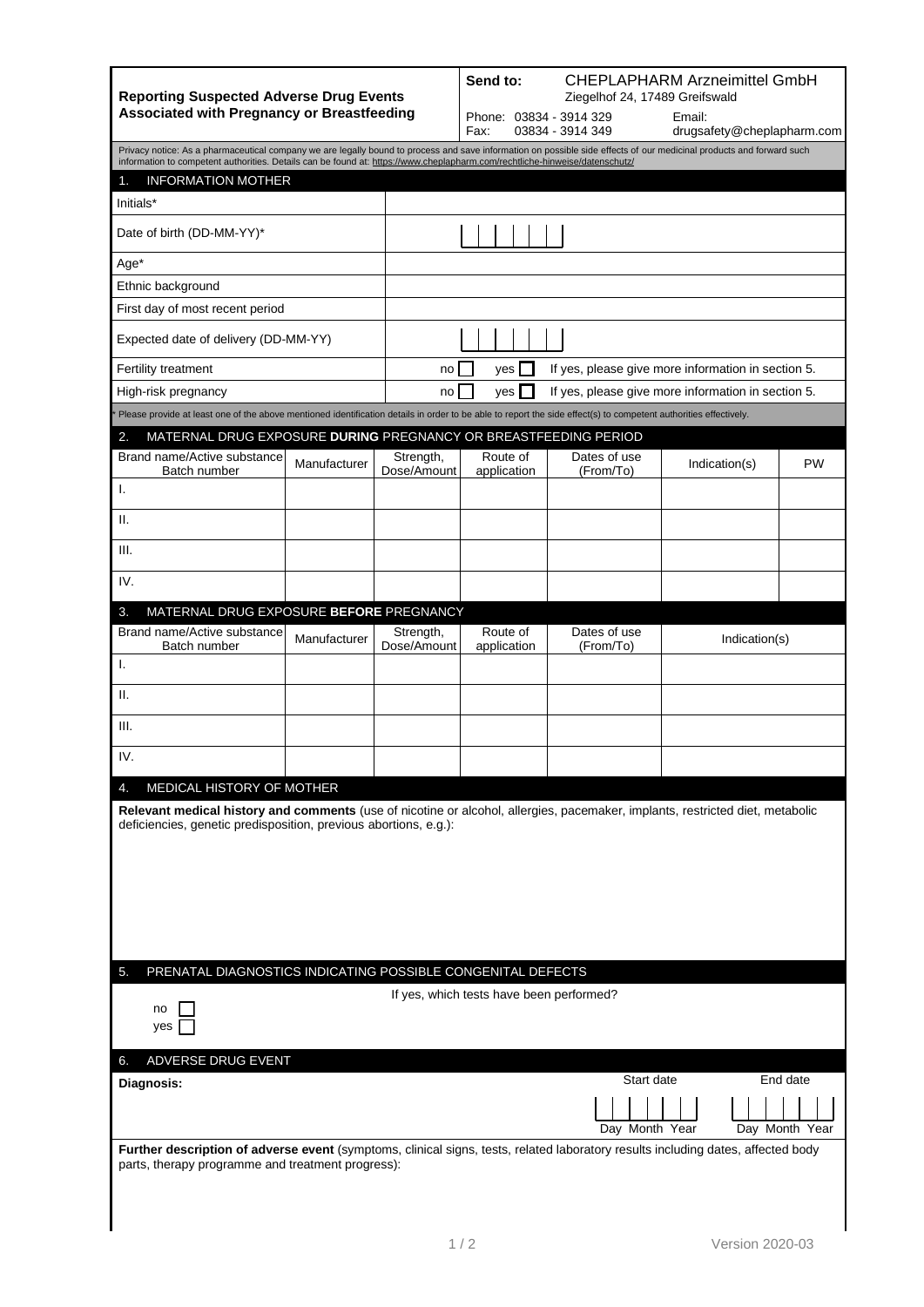**Reporting Suspected Adverse Drug Events Associated with Pregnancy or Breastfeeding**

**Send to:** CHEPLAPHARM Arzneimittel GmbH
Ziegelhof 24, 17489 Greifswald
Phone: 03834 - 3914 329
Fax: 03834 - 3914 349
Email: drugsafety@cheplapharm.com

Privacy notice: As a pharmaceutical company we are legally bound to process and save information on possible side effects of our medicinal products and forward such information to competent authorities. Details can be found at: https://www.cheplapharm.com/rechtliche-hinweise/datenschutz/

## 1. INFORMATION MOTHER

| | |
|---|---|
| Initials* | |
| Date of birth (DD-MM-YY)* | |
| Age* | |
| Ethnic background | |
| First day of most recent period | |
| Expected date of delivery (DD-MM-YY) | |
| Fertility treatment | no ☐ yes ☐ If yes, please give more information in section 5. |
| High-risk pregnancy | no ☐ yes ☐ If yes, please give more information in section 5. |

* Please provide at least one of the above mentioned identification details in order to be able to report the side effect(s) to competent authorities effectively.

## 2. MATERNAL DRUG EXPOSURE **DURING** PREGNANCY OR BREASTFEEDING PERIOD

| Brand name/Active substance Batch number | Manufacturer | Strength, Dose/Amount | Route of application | Dates of use (From/To) | Indication(s) | PW |
|---|---|---|---|---|---|---|
| I. | | | | | | |
| II. | | | | | | |
| III. | | | | | | |
| IV. | | | | | | |

## 3. MATERNAL DRUG EXPOSURE **BEFORE** PREGNANCY

| Brand name/Active substance Batch number | Manufacturer | Strength, Dose/Amount | Route of application | Dates of use (From/To) | Indication(s) |
|---|---|---|---|---|---|
| I. | | | | | |
| II. | | | | | |
| III. | | | | | |
| IV. | | | | | |

## 4. MEDICAL HISTORY OF MOTHER

**Relevant medical history and comments** (use of nicotine or alcohol, allergies, pacemaker, implants, restricted diet, metabolic deficiencies, genetic predisposition, previous abortions, e.g.):

## 5. PRENATAL DIAGNOSTICS INDICATING POSSIBLE CONGENITAL DEFECTS

no ☐
yes ☐

If yes, which tests have been performed?

## 6. ADVERSE DRUG EVENT

**Diagnosis:**

Start date (Day Month Year) End date (Day Month Year)

**Further description of adverse event** (symptoms, clinical signs, tests, related laboratory results including dates, affected body parts, therapy programme and treatment progress):

Version 2020-03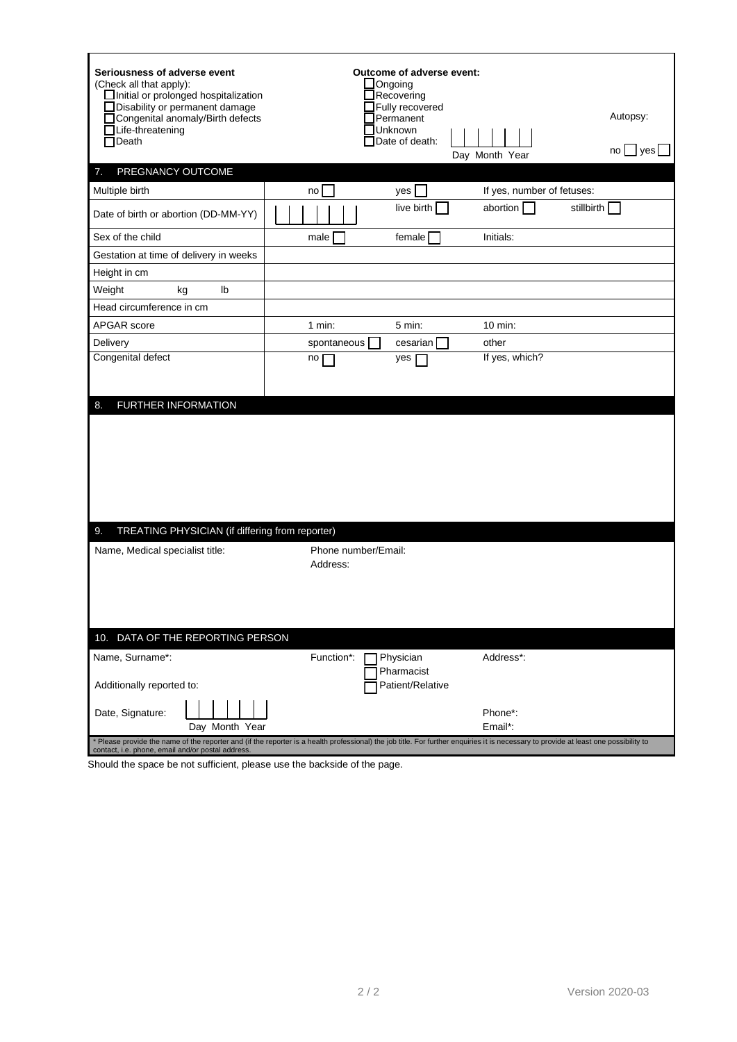**Seriousness of adverse event**
(Check all that apply):

- ☐ Initial or prolonged hospitalization
- ☐ Disability or permanent damage
- ☐ Congenital anomaly/Birth defects
- ☐ Life-threatening
- ☐ Death

**Outcome of adverse event:**

- ☐ Ongoing
- ☐ Recovering
- ☐ Fully recovered
- ☐ Permanent
- ☐ Unknown
- ☐ Date of death: | | | | | | | Day Month Year

Autopsy: no ☐ yes ☐

## 7. PREGNANCY OUTCOME

| | | | | |
|---|---|---|---|---|
| Multiple birth | no ☐ | yes ☐ | If yes, number of fetuses: | |
| Date of birth or abortion (DD-MM-YY) | | | | | | | | live birth ☐ | abortion ☐ | stillbirth ☐ |
| Sex of the child | male ☐ | female ☐ | Initials: | |
| Gestation at time of delivery in weeks | | | | |
| Height in cm | | | | |
| Weight kg lb | | | | |
| Head circumference in cm | | | | |
| APGAR score | 1 min: | 5 min: | 10 min: | |
| Delivery | spontaneous ☐ | cesarian ☐ | other | |
| Congenital defect | no ☐ | yes ☐ | If yes, which? | |

## 8. FURTHER INFORMATION

## 9. TREATING PHYSICIAN (if differing from reporter)

Name, Medical specialist title:

Phone number/Email:

Address:

## 10. DATA OF THE REPORTING PERSON

Name, Surname*:

Function*: ☐ Physician ☐ Pharmacist ☐ Patient/Relative

Address*:

Additionally reported to:

Date, Signature: | | | | | | | Day Month Year

Phone*:

Email*:

* Please provide the name of the reporter and (if the reporter is a health professional) the job title. For further enquiries it is necessary to provide at least one possibility to contact, i.e. phone, email and/or postal address.

Should the space be not sufficient, please use the backside of the page.

Version 2020-03